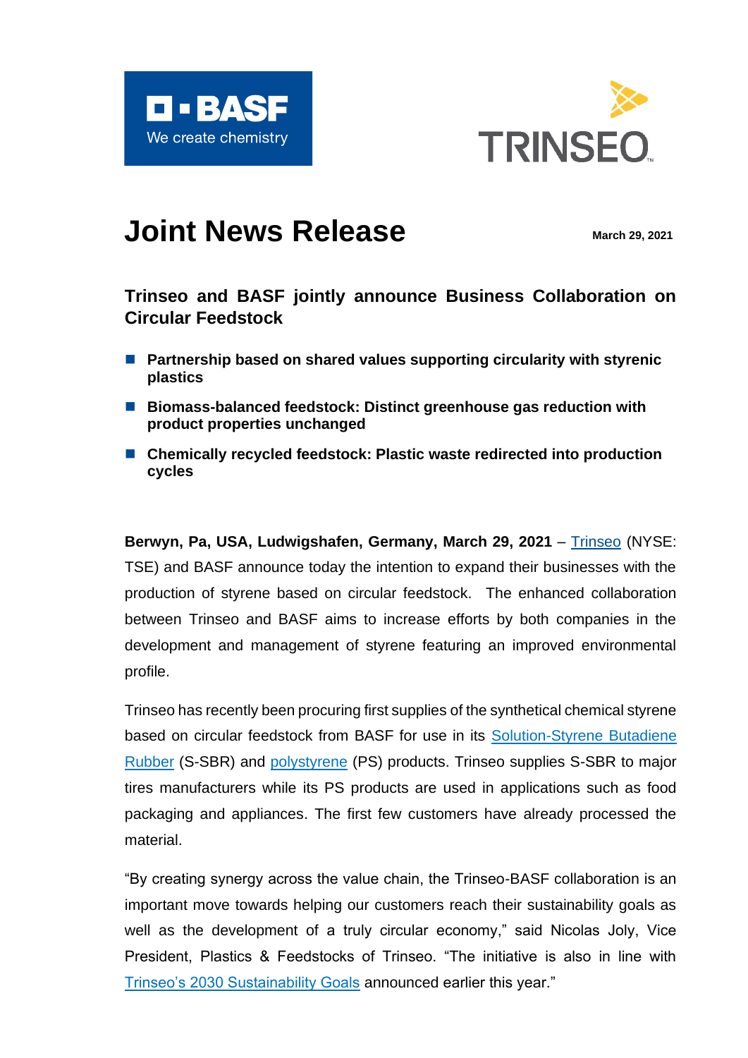# Joint News Release

**March 29, 2021**

## Trinseo and BASF jointly announce Business Collaboration on Circular Feedstock

- **Partnership based on shared values supporting circularity with styrenic plastics**
- **Biomass-balanced feedstock: Distinct greenhouse gas reduction with product properties unchanged**
- **Chemically recycled feedstock: Plastic waste redirected into production cycles**

**Berwyn, Pa, USA, Ludwigshafen, Germany, March 29, 2021** – Trinseo (NYSE: TSE) and BASF announce today the intention to expand their businesses with the production of styrene based on circular feedstock. The enhanced collaboration between Trinseo and BASF aims to increase efforts by both companies in the development and management of styrene featuring an improved environmental profile.

Trinseo has recently been procuring first supplies of the synthetical chemical styrene based on circular feedstock from BASF for use in its Solution-Styrene Butadiene Rubber (S-SBR) and polystyrene (PS) products. Trinseo supplies S-SBR to major tires manufacturers while its PS products are used in applications such as food packaging and appliances. The first few customers have already processed the material.

"By creating synergy across the value chain, the Trinseo-BASF collaboration is an important move towards helping our customers reach their sustainability goals as well as the development of a truly circular economy," said Nicolas Joly, Vice President, Plastics & Feedstocks of Trinseo. "The initiative is also in line with Trinseo's 2030 Sustainability Goals announced earlier this year."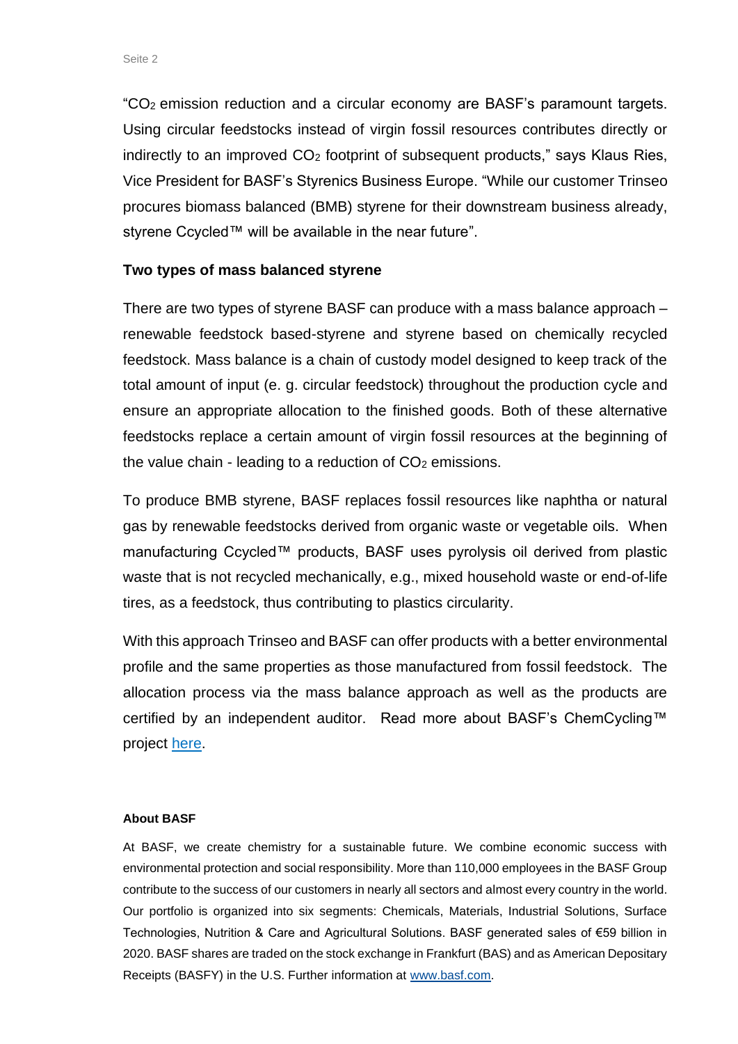"$CO_2$ emission reduction and a circular economy are BASF's paramount targets. Using circular feedstocks instead of virgin fossil resources contributes directly or indirectly to an improved $CO_2$ footprint of subsequent products," says Klaus Ries, Vice President for BASF's Styrenics Business Europe. "While our customer Trinseo procures biomass balanced (BMB) styrene for their downstream business already, styrene Ccycled™ will be available in the near future".

### Two types of mass balanced styrene

There are two types of styrene BASF can produce with a mass balance approach – renewable feedstock based-styrene and styrene based on chemically recycled feedstock. Mass balance is a chain of custody model designed to keep track of the total amount of input (e. g. circular feedstock) throughout the production cycle and ensure an appropriate allocation to the finished goods. Both of these alternative feedstocks replace a certain amount of virgin fossil resources at the beginning of the value chain - leading to a reduction of $CO_2$ emissions.

To produce BMB styrene, BASF replaces fossil resources like naphtha or natural gas by renewable feedstocks derived from organic waste or vegetable oils. When manufacturing Ccycled™ products, BASF uses pyrolysis oil derived from plastic waste that is not recycled mechanically, e.g., mixed household waste or end-of-life tires, as a feedstock, thus contributing to plastics circularity.

With this approach Trinseo and BASF can offer products with a better environmental profile and the same properties as those manufactured from fossil feedstock. The allocation process via the mass balance approach as well as the products are certified by an independent auditor. Read more about BASF's ChemCycling™ project here.

#### About BASF

At BASF, we create chemistry for a sustainable future. We combine economic success with environmental protection and social responsibility. More than 110,000 employees in the BASF Group contribute to the success of our customers in nearly all sectors and almost every country in the world. Our portfolio is organized into six segments: Chemicals, Materials, Industrial Solutions, Surface Technologies, Nutrition & Care and Agricultural Solutions. BASF generated sales of €59 billion in 2020. BASF shares are traded on the stock exchange in Frankfurt (BAS) and as American Depositary Receipts (BASFY) in the U.S. Further information at www.basf.com.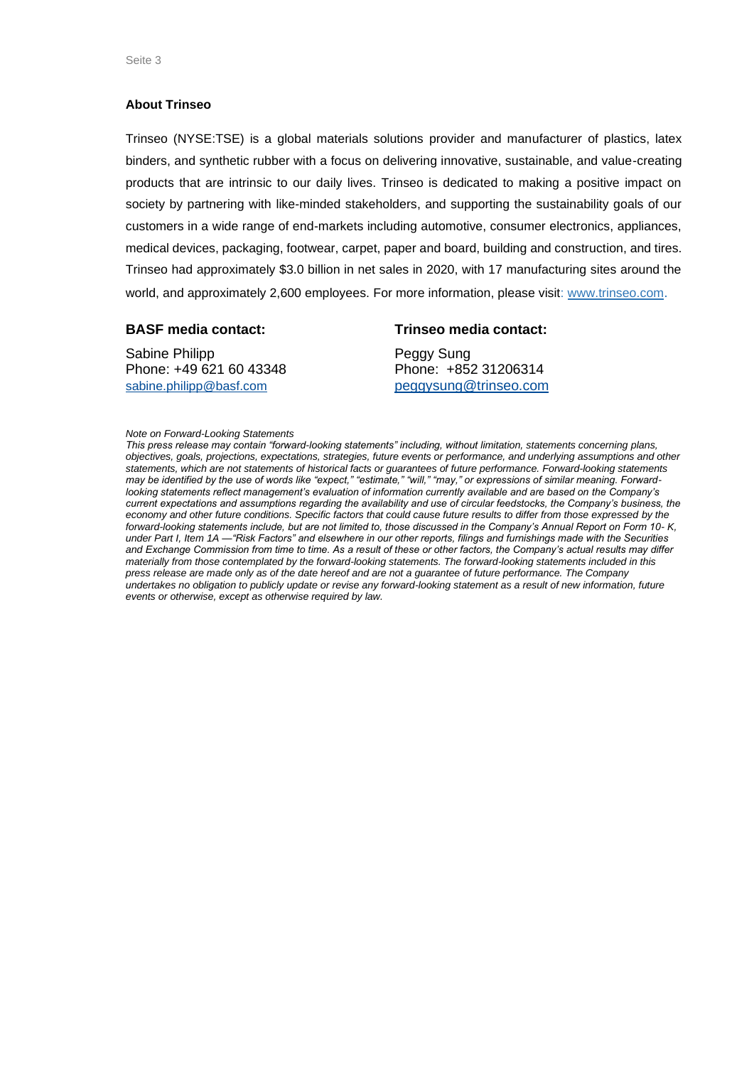**About Trinseo**

Trinseo (NYSE:TSE) is a global materials solutions provider and manufacturer of plastics, latex binders, and synthetic rubber with a focus on delivering innovative, sustainable, and value-creating products that are intrinsic to our daily lives. Trinseo is dedicated to making a positive impact on society by partnering with like-minded stakeholders, and supporting the sustainability goals of our customers in a wide range of end-markets including automotive, consumer electronics, appliances, medical devices, packaging, footwear, carpet, paper and board, building and construction, and tires. Trinseo had approximately $3.0 billion in net sales in 2020, with 17 manufacturing sites around the world, and approximately 2,600 employees. For more information, please visit: www.trinseo.com.

**BASF media contact:**

Sabine Philipp
Phone: +49 621 60 43348
sabine.philipp@basf.com

**Trinseo media contact:**

Peggy Sung
Phone: +852 31206314
peggysung@trinseo.com

*Note on Forward-Looking Statements*
*This press release may contain "forward-looking statements" including, without limitation, statements concerning plans, objectives, goals, projections, expectations, strategies, future events or performance, and underlying assumptions and other statements, which are not statements of historical facts or guarantees of future performance. Forward-looking statements may be identified by the use of words like "expect," "estimate," "will," "may," or expressions of similar meaning. Forward-looking statements reflect management's evaluation of information currently available and are based on the Company's current expectations and assumptions regarding the availability and use of circular feedstocks, the Company's business, the economy and other future conditions. Specific factors that could cause future results to differ from those expressed by the forward-looking statements include, but are not limited to, those discussed in the Company's Annual Report on Form 10- K, under Part I, Item 1A —"Risk Factors" and elsewhere in our other reports, filings and furnishings made with the Securities and Exchange Commission from time to time. As a result of these or other factors, the Company's actual results may differ materially from those contemplated by the forward-looking statements. The forward-looking statements included in this press release are made only as of the date hereof and are not a guarantee of future performance. The Company undertakes no obligation to publicly update or revise any forward-looking statement as a result of new information, future events or otherwise, except as otherwise required by law.*